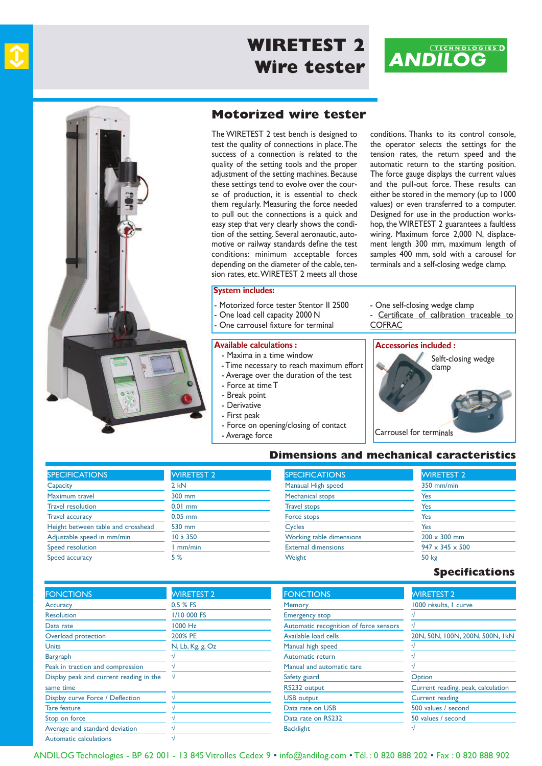# WIRETEST 2
# Wire tester

ANDILOG TECHNOLOGIES

## Motorized wire tester

The WIRETEST 2 test bench is designed to test the quality of connections in place. The success of a connection is related to the quality of the setting tools and the proper adjustment of the setting machines. Because these settings tend to evolve over the course of production, it is essential to check them regularly. Measuring the force needed to pull out the connections is a quick and easy step that very clearly shows the condition of the setting. Several aeronautic, automotive or railway standards define the test conditions: minimum acceptable forces depending on the diameter of the cable, tension rates, etc. WIRETEST 2 meets all those conditions. Thanks to its control console, the operator selects the settings for the tension rates, the return speed and the automatic return to the starting position. The force gauge displays the current values and the pull-out force. These results can either be stored in the memory (up to 1000 values) or even transferred to a computer. Designed for use in the production workshop, the WIRETEST 2 guarantees a faultless wiring. Maximum force 2,000 N, displacement length 300 mm, maximum length of samples 400 mm, sold with a carousel for terminals and a self-closing wedge clamp.

**System includes:**

- Motorized force tester Stentor II 2500
- One load cell capacity 2000 N
- One carrousel fixture for terminal
- One self-closing wedge clamp
- Certificate of calibration traceable to COFRAC

**Available calculations :**

- Maxima in a time window
- Time necessary to reach maximum effort
- Average over the duration of the test
- Force at time T
- Break point
- Derivative
- First peak
- Force on opening/closing of contact
- Average force

**Accessories included :**

Selft-closing wedge clamp

Carrousel for terminals

## Dimensions and mechanical caracteristics

| SPECIFICATIONS | WIRETEST 2 | SPECIFICATIONS | WIRETEST 2 |
|---|---|---|---|
| Capacity | 2 kN | Manaual High speed | 350 mm/min |
| Maximum travel | 300 mm | Mechanical stops | Yes |
| Travel resolution | 0.01 mm | Travel stops | Yes |
| Travel accuracy | 0.05 mm | Force stops | Yes |
| Height between table and crosshead | 530 mm | Cycles | Yes |
| Adjustable speed in mm/min | 10 à 350 | Working table dimensions | 200 x 300 mm |
| Speed resolution | 1 mm/min | External dimensions | 947 x 345 x 500 |
| Speed accuracy | 5 % | Weight | 50 kg |

## Specifications

| FONCTIONS | WIRETEST 2 | FONCTIONS | WIRETEST 2 |
|---|---|---|---|
| Accuracy | 0,5 % FS | Memory | 1000 résults, 1 curve |
| Resolution | 1/10 000 FS | Emergency stop | √ |
| Data rate | 1000 Hz | Automatic recognition of force sensors | √ |
| Overload protection | 200% PE | Available load cells | 20N, 50N, 100N, 200N, 500N, 1kN |
| Units | N, Lb, Kg, g, Oz | Manual high speed | √ |
| Bargraph | √ | Automatic return | √ |
| Peak in traction and compression | √ | Manual and automatic tare | √ |
| Display peak and current reading in the same time | √ | Safety guard | Option |
| | | RS232 output | Current reading, peak, calculation |
| Display curve Force / Deflection | √ | USB output | Current reading |
| Tare feature | √ | Data rate on USB | 500 values / second |
| Stop on force | √ | Data rate on RS232 | 50 values / second |
| Average and standard deviation | √ | Backlight | √ |
| Automatic calculations | √ | | |

ANDILOG Technologies - BP 62 001 - 13 845 Vitrolles Cedex 9 • info@andilog.com • Tél. : 0 820 888 202 • Fax : 0 820 888 902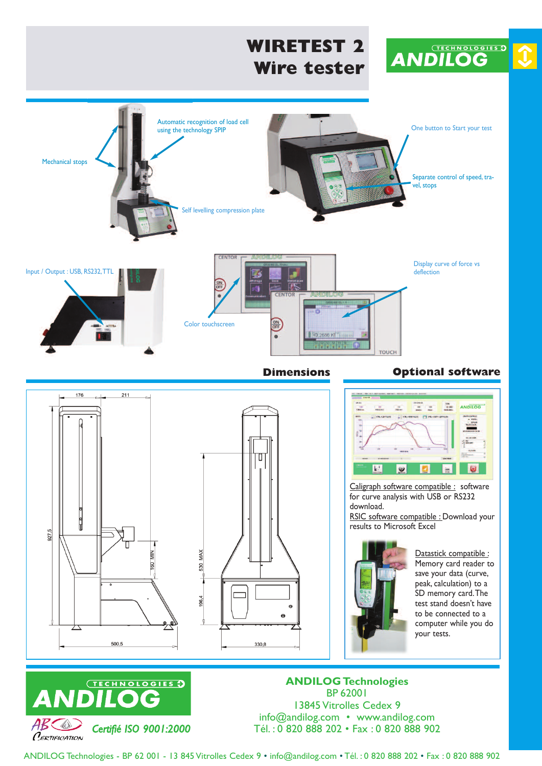# WIRETEST 2
## Wire tester

ANDILOG TECHNOLOGIES

Mechanical stops

Automatic recognition of load cell using the technology SPIP

Self levelling compression plate

One button to Start your test

Separate control of speed, travel, stops

Input / Output : USB, RS232, TTL

Color touchscreen

Display curve of force vs deflection

## Dimensions

176
211
927,5
160 MIN
500,5
530 MAX
196,4
330,8

## Optional software

Caligraph software compatible : software for curve analysis with USB or RS232 download.

RSIC software compatible : Download your results to Microsoft Excel

Datastick compatible : Memory card reader to save your data (curve, peak, calculation) to a SD memory card. The test stand doesn't have to be connected to a computer while you do your tests.

TECHNOLOGIES ANDILOG

AB Certification — Certifié ISO 9001:2000

**ANDILOG Technologies**
BP 62001
13845 Vitrolles Cedex 9
info@andilog.com • www.andilog.com
Tél. : 0 820 888 202 • Fax : 0 820 888 902

ANDILOG Technologies - BP 62 001 - 13 845 Vitrolles Cedex 9 • info@andilog.com • Tél. : 0 820 888 202 • Fax : 0 820 888 902